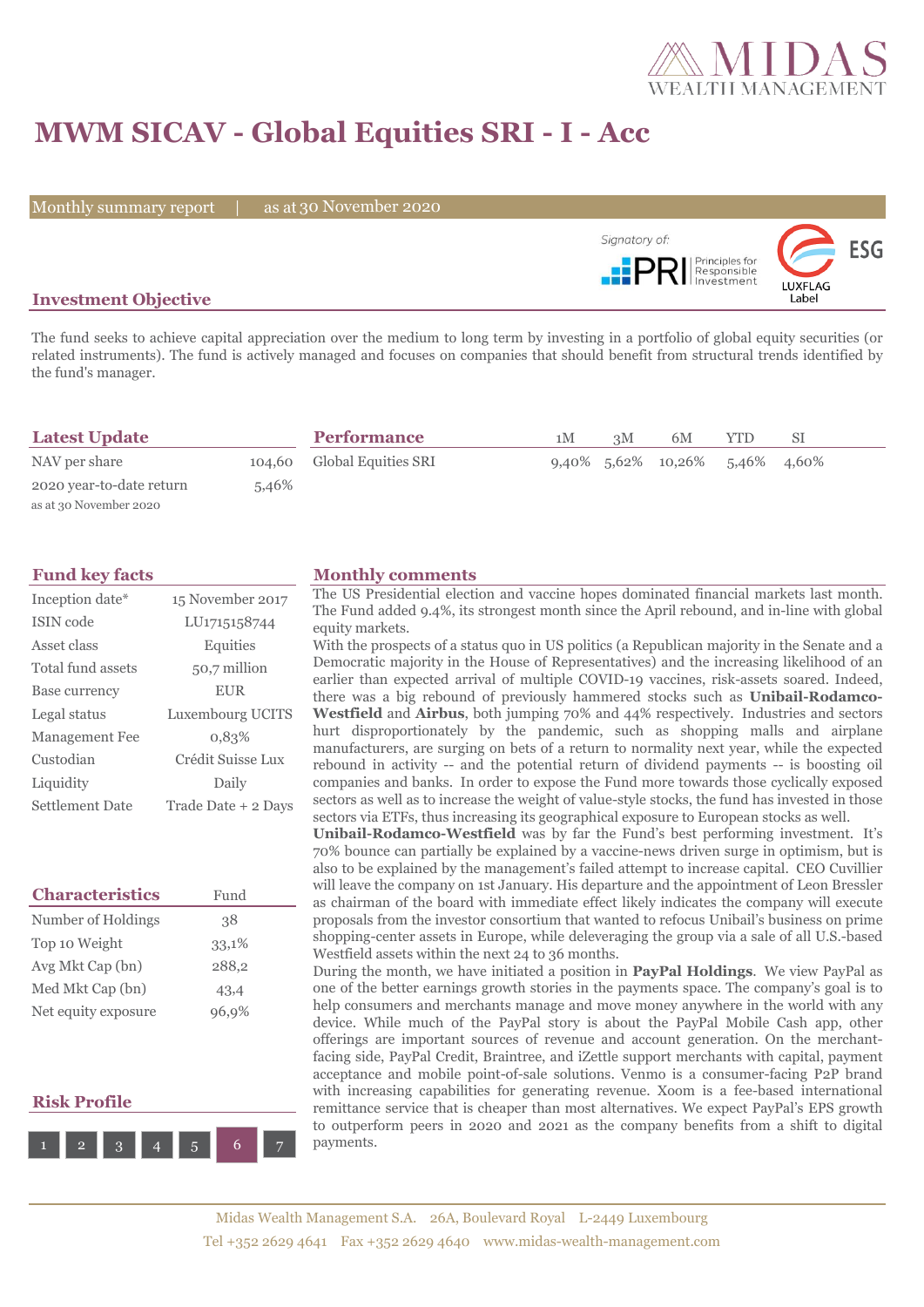MIDAS WEALTH MANAGEMENT

# MWM SICAV - Global Equities SRI - I - Acc

Monthly summary report | as at 30 November 2020

Signatory of: PRI Principles for Responsible Investment

LUXFLAG ESG Label

## Investment Objective

The fund seeks to achieve capital appreciation over the medium to long term by investing in a portfolio of global equity securities (or related instruments). The fund is actively managed and focuses on companies that should benefit from structural trends identified by the fund's manager.

## Latest Update

| | |
|---|---|
| NAV per share | 104,60 |
| 2020 year-to-date return | 5,46% |

as at 30 November 2020

## Performance

| | 1M | 3M | 6M | YTD | SI |
|---|---|---|---|---|---|
| Global Equities SRI | 9,40% | 5,62% | 10,26% | 5,46% | 4,60% |

## Fund key facts

| | |
|---|---|
| Inception date* | 15 November 2017 |
| ISIN code | LU1715158744 |
| Asset class | Equities |
| Total fund assets | 50,7 million |
| Base currency | EUR |
| Legal status | Luxembourg UCITS |
| Management Fee | 0,83% |
| Custodian | Crédit Suisse Lux |
| Liquidity | Daily |
| Settlement Date | Trade Date + 2 Days |

## Characteristics

| | Fund |
|---|---|
| Number of Holdings | 38 |
| Top 10 Weight | 33,1% |
| Avg Mkt Cap (bn) | 288,2 |
| Med Mkt Cap (bn) | 43,4 |
| Net equity exposure | 96,9% |

## Risk Profile

1 2 3 4 5 **6** 7

## Monthly comments

The US Presidential election and vaccine hopes dominated financial markets last month. The Fund added 9.4%, its strongest month since the April rebound, and in-line with global equity markets.

With the prospects of a status quo in US politics (a Republican majority in the Senate and a Democratic majority in the House of Representatives) and the increasing likelihood of an earlier than expected arrival of multiple COVID-19 vaccines, risk-assets soared. Indeed, there was a big rebound of previously hammered stocks such as **Unibail-Rodamco-Westfield** and **Airbus**, both jumping 70% and 44% respectively. Industries and sectors hurt disproportionately by the pandemic, such as shopping malls and airplane manufacturers, are surging on bets of a return to normality next year, while the expected rebound in activity -- and the potential return of dividend payments -- is boosting oil companies and banks. In order to expose the Fund more towards those cyclically exposed sectors as well as to increase the weight of value-style stocks, the fund has invested in those sectors via ETFs, thus increasing its geographical exposure to European stocks as well.

**Unibail-Rodamco-Westfield** was by far the Fund's best performing investment. It's 70% bounce can partially be explained by a vaccine-news driven surge in optimism, but is also to be explained by the management's failed attempt to increase capital. CEO Cuvillier will leave the company on 1st January. His departure and the appointment of Leon Bressler as chairman of the board with immediate effect likely indicates the company will execute proposals from the investor consortium that wanted to refocus Unibail's business on prime shopping-center assets in Europe, while deleveraging the group via a sale of all U.S.-based Westfield assets within the next 24 to 36 months.

During the month, we have initiated a position in **PayPal Holdings**. We view PayPal as one of the better earnings growth stories in the payments space. The company's goal is to help consumers and merchants manage and move money anywhere in the world with any device. While much of the PayPal story is about the PayPal Mobile Cash app, other offerings are important sources of revenue and account generation. On the merchant-facing side, PayPal Credit, Braintree, and iZettle support merchants with capital, payment acceptance and mobile point-of-sale solutions. Venmo is a consumer-facing P2P brand with increasing capabilities for generating revenue. Xoom is a fee-based international remittance service that is cheaper than most alternatives. We expect PayPal's EPS growth to outperform peers in 2020 and 2021 as the company benefits from a shift to digital payments.

Midas Wealth Management S.A. 26A, Boulevard Royal L-2449 Luxembourg
Tel +352 2629 4641 Fax +352 2629 4640 www.midas-wealth-management.com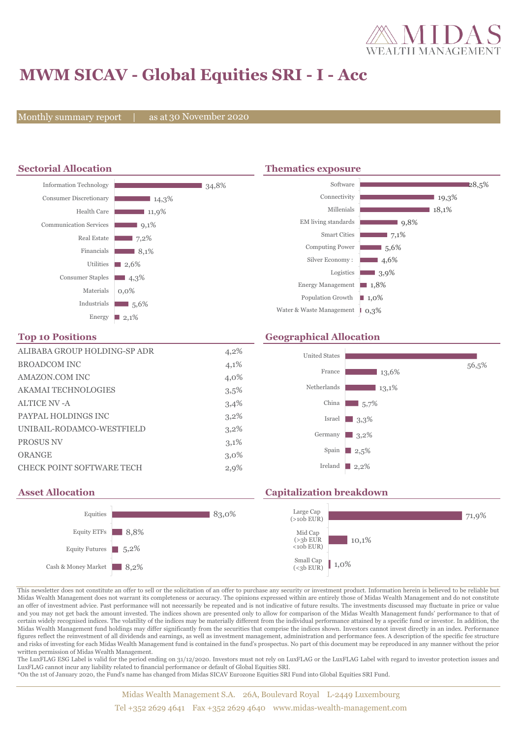# MWM SICAV - Global Equities SRI - I - Acc

Monthly summary report | as at 30 November 2020

## Sectorial Allocation

Information Technology 34,8%
Consumer Discretionary 14,3%
Health Care 11,9%
Communication Services 9,1%
Real Estate 7,2%
Financials 8,1%
Utilities 2,6%
Consumer Staples 4,3%
Materials 0,0%
Industrials 5,6%
Energy 2,1%

## Thematics exposure

Software 28,5%
Connectivity 19,3%
Millenials 18,1%
EM living standards 9,8%
Smart Cities 7,1%
Computing Power 5,6%
Silver Economy : 4,6%
Logistics 3,9%
Energy Management 1,8%
Population Growth 1,0%
Water & Waste Management 0,3%

## Top 10 Positions

| | |
|---|---|
| ALIBABA GROUP HOLDING-SP ADR | 4,2% |
| BROADCOM INC | 4,1% |
| AMAZON.COM INC | 4,0% |
| AKAMAI TECHNOLOGIES | 3,5% |
| ALTICE NV -A | 3,4% |
| PAYPAL HOLDINGS INC | 3,2% |
| UNIBAIL-RODAMCO-WESTFIELD | 3,2% |
| PROSUS NV | 3,1% |
| ORANGE | 3,0% |
| CHECK POINT SOFTWARE TECH | 2,9% |

## Geographical Allocation

United States 56,5%
France 13,6%
Netherlands 13,1%
China 5,7%
Israel 3,3%
Germany 3,2%
Spain 2,5%
Ireland 2,2%

## Asset Allocation

Equities 83,0%
Equity ETFs 8,8%
Equity Futures 5,2%
Cash & Money Market 8,2%

## Capitalization breakdown

Large Cap (>10b EUR) 71,9%
Mid Cap (>3b EUR <10b EUR) 10,1%
Small Cap (<3b EUR) 1,0%

This newsletter does not constitute an offer to sell or the solicitation of an offer to purchase any security or investment product. Information herein is believed to be reliable but Midas Wealth Management does not warrant its completeness or accuracy. The opinions expressed within are entirely those of Midas Wealth Management and do not constitute an offer of investment advice. Past performance will not necessarily be repeated and is not indicative of future results. The investments discussed may fluctuate in price or value and you may not get back the amount invested. The indices shown are presented only to allow for comparison of the Midas Wealth Management funds' performance to that of certain widely recognised indices. The volatility of the indices may be materially different from the individual performance attained by a specific fund or investor. In addition, the Midas Wealth Management fund holdings may differ significantly from the securities that comprise the indices shown. Investors cannot invest directly in an index. Performance figures reflect the reinvestment of all dividends and earnings, as well as investment management, administration and performance fees. A description of the specific fee structure and risks of investing for each Midas Wealth Management fund is contained in the fund's prospectus. No part of this document may be reproduced in any manner without the prior written permission of Midas Wealth Management.
The LuxFLAG ESG Label is valid for the period ending on 31/12/2020. Investors must not rely on LuxFLAG or the LuxFLAG Label with regard to investor protection issues and LuxFLAG cannot incur any liability related to financial performance or default of Global Equities SRI.
*On the 1st of January 2020, the Fund's name has changed from Midas SICAV Eurozone Equities SRI Fund into Global Equities SRI Fund.

Midas Wealth Management S.A. 26A, Boulevard Royal L-2449 Luxembourg
Tel +352 2629 4641 Fax +352 2629 4640 www.midas-wealth-management.com